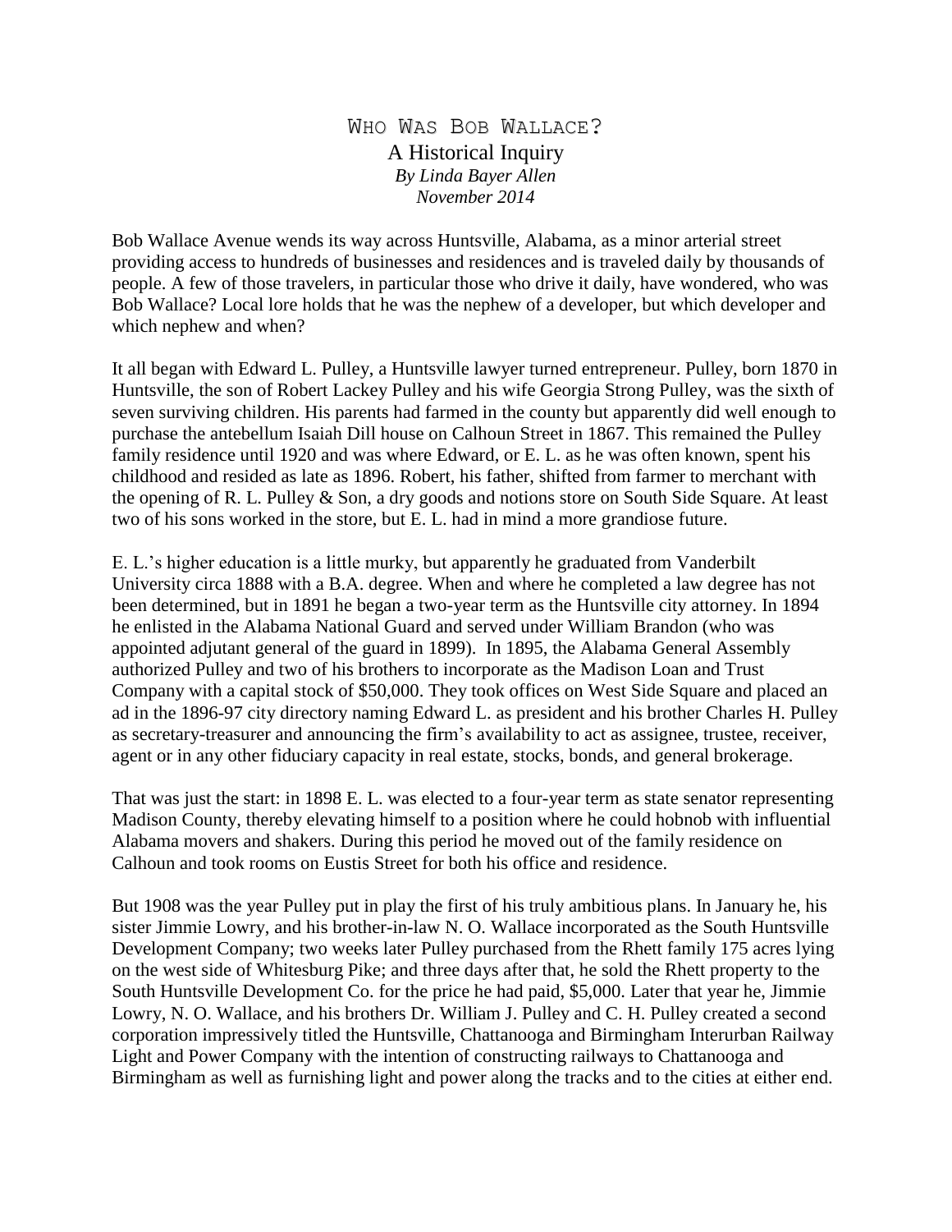# Who Was Bob Wallace?

## A Historical Inquiry

*By Linda Bayer Allen*

*November 2014*

Bob Wallace Avenue wends its way across Huntsville, Alabama, as a minor arterial street providing access to hundreds of businesses and residences and is traveled daily by thousands of people. A few of those travelers, in particular those who drive it daily, have wondered, who was Bob Wallace? Local lore holds that he was the nephew of a developer, but which developer and which nephew and when?

It all began with Edward L. Pulley, a Huntsville lawyer turned entrepreneur. Pulley, born 1870 in Huntsville, the son of Robert Lackey Pulley and his wife Georgia Strong Pulley, was the sixth of seven surviving children. His parents had farmed in the county but apparently did well enough to purchase the antebellum Isaiah Dill house on Calhoun Street in 1867. This remained the Pulley family residence until 1920 and was where Edward, or E. L. as he was often known, spent his childhood and resided as late as 1896. Robert, his father, shifted from farmer to merchant with the opening of R. L. Pulley & Son, a dry goods and notions store on South Side Square. At least two of his sons worked in the store, but E. L. had in mind a more grandiose future.

E. L.'s higher education is a little murky, but apparently he graduated from Vanderbilt University circa 1888 with a B.A. degree. When and where he completed a law degree has not been determined, but in 1891 he began a two-year term as the Huntsville city attorney. In 1894 he enlisted in the Alabama National Guard and served under William Brandon (who was appointed adjutant general of the guard in 1899). In 1895, the Alabama General Assembly authorized Pulley and two of his brothers to incorporate as the Madison Loan and Trust Company with a capital stock of $50,000. They took offices on West Side Square and placed an ad in the 1896-97 city directory naming Edward L. as president and his brother Charles H. Pulley as secretary-treasurer and announcing the firm's availability to act as assignee, trustee, receiver, agent or in any other fiduciary capacity in real estate, stocks, bonds, and general brokerage.

That was just the start: in 1898 E. L. was elected to a four-year term as state senator representing Madison County, thereby elevating himself to a position where he could hobnob with influential Alabama movers and shakers. During this period he moved out of the family residence on Calhoun and took rooms on Eustis Street for both his office and residence.

But 1908 was the year Pulley put in play the first of his truly ambitious plans. In January he, his sister Jimmie Lowry, and his brother-in-law N. O. Wallace incorporated as the South Huntsville Development Company; two weeks later Pulley purchased from the Rhett family 175 acres lying on the west side of Whitesburg Pike; and three days after that, he sold the Rhett property to the South Huntsville Development Co. for the price he had paid, $5,000. Later that year he, Jimmie Lowry, N. O. Wallace, and his brothers Dr. William J. Pulley and C. H. Pulley created a second corporation impressively titled the Huntsville, Chattanooga and Birmingham Interurban Railway Light and Power Company with the intention of constructing railways to Chattanooga and Birmingham as well as furnishing light and power along the tracks and to the cities at either end.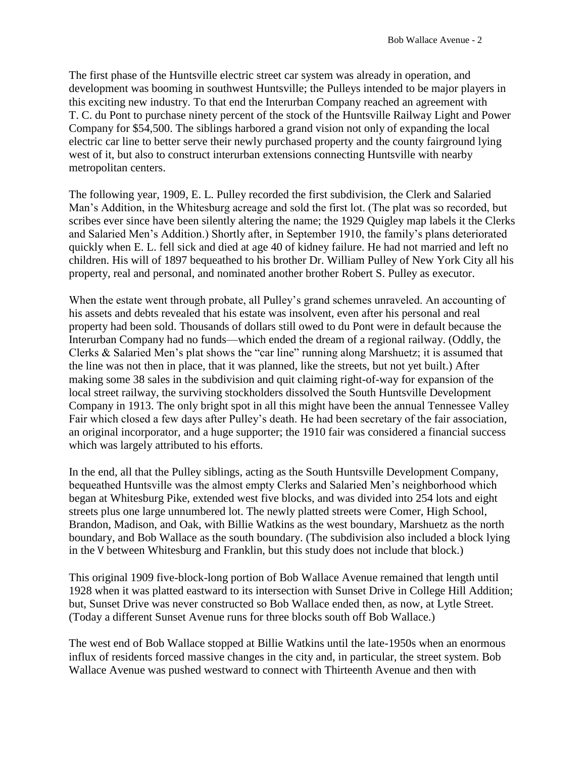The first phase of the Huntsville electric street car system was already in operation, and development was booming in southwest Huntsville; the Pulleys intended to be major players in this exciting new industry. To that end the Interurban Company reached an agreement with T. C. du Pont to purchase ninety percent of the stock of the Huntsville Railway Light and Power Company for $54,500. The siblings harbored a grand vision not only of expanding the local electric car line to better serve their newly purchased property and the county fairground lying west of it, but also to construct interurban extensions connecting Huntsville with nearby metropolitan centers.

The following year, 1909, E. L. Pulley recorded the first subdivision, the Clerk and Salaried Man's Addition, in the Whitesburg acreage and sold the first lot. (The plat was so recorded, but scribes ever since have been silently altering the name; the 1929 Quigley map labels it the Clerks and Salaried Men's Addition.) Shortly after, in September 1910, the family's plans deteriorated quickly when E. L. fell sick and died at age 40 of kidney failure. He had not married and left no children. His will of 1897 bequeathed to his brother Dr. William Pulley of New York City all his property, real and personal, and nominated another brother Robert S. Pulley as executor.

When the estate went through probate, all Pulley's grand schemes unraveled. An accounting of his assets and debts revealed that his estate was insolvent, even after his personal and real property had been sold. Thousands of dollars still owed to du Pont were in default because the Interurban Company had no funds—which ended the dream of a regional railway. (Oddly, the Clerks & Salaried Men's plat shows the "car line" running along Marshuetz; it is assumed that the line was not then in place, that it was planned, like the streets, but not yet built.) After making some 38 sales in the subdivision and quit claiming right-of-way for expansion of the local street railway, the surviving stockholders dissolved the South Huntsville Development Company in 1913. The only bright spot in all this might have been the annual Tennessee Valley Fair which closed a few days after Pulley's death. He had been secretary of the fair association, an original incorporator, and a huge supporter; the 1910 fair was considered a financial success which was largely attributed to his efforts.

In the end, all that the Pulley siblings, acting as the South Huntsville Development Company, bequeathed Huntsville was the almost empty Clerks and Salaried Men's neighborhood which began at Whitesburg Pike, extended west five blocks, and was divided into 254 lots and eight streets plus one large unnumbered lot. The newly platted streets were Comer, High School, Brandon, Madison, and Oak, with Billie Watkins as the west boundary, Marshuetz as the north boundary, and Bob Wallace as the south boundary. (The subdivision also included a block lying in the V between Whitesburg and Franklin, but this study does not include that block.)

This original 1909 five-block-long portion of Bob Wallace Avenue remained that length until 1928 when it was platted eastward to its intersection with Sunset Drive in College Hill Addition; but, Sunset Drive was never constructed so Bob Wallace ended then, as now, at Lytle Street. (Today a different Sunset Avenue runs for three blocks south off Bob Wallace.)

The west end of Bob Wallace stopped at Billie Watkins until the late-1950s when an enormous influx of residents forced massive changes in the city and, in particular, the street system. Bob Wallace Avenue was pushed westward to connect with Thirteenth Avenue and then with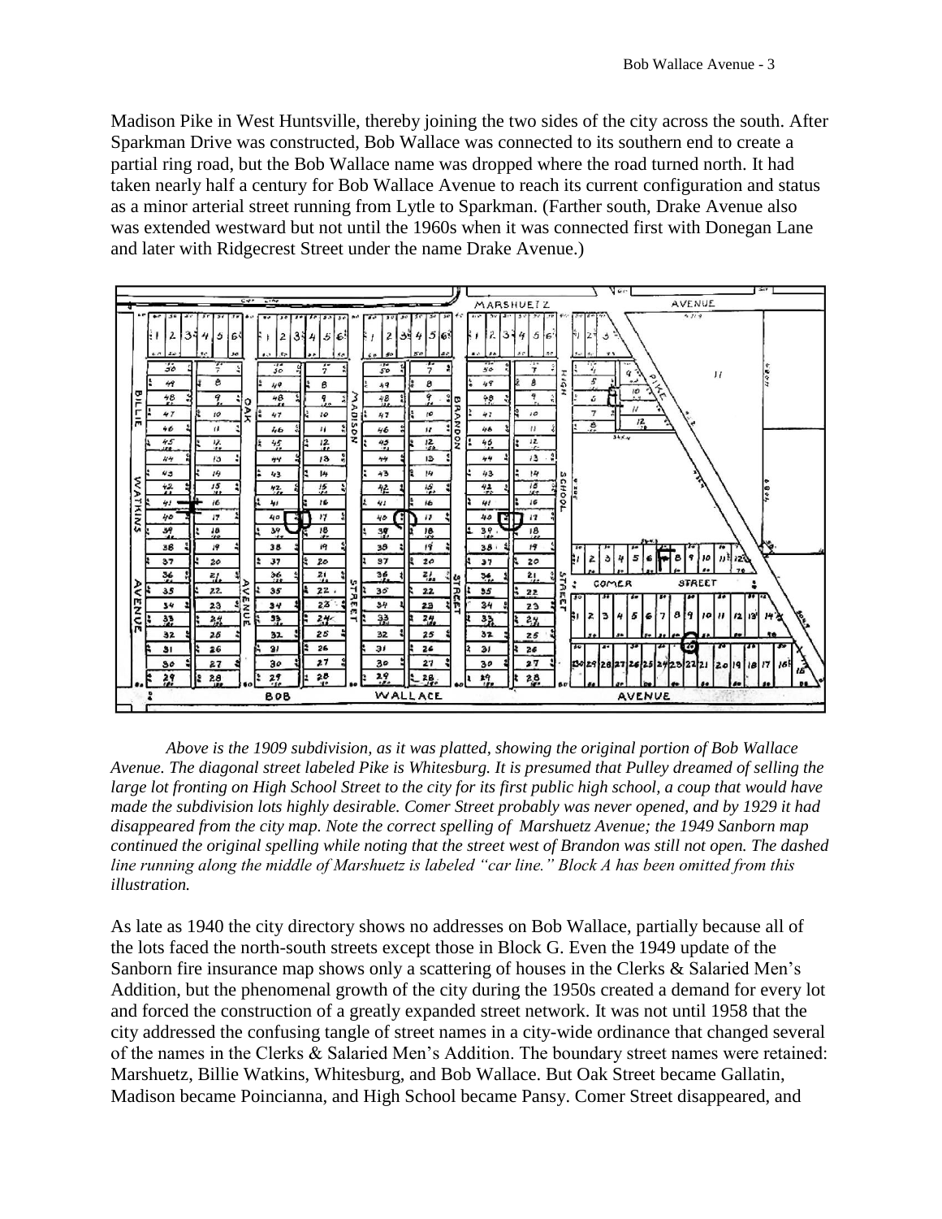Madison Pike in West Huntsville, thereby joining the two sides of the city across the south. After Sparkman Drive was constructed, Bob Wallace was connected to its southern end to create a partial ring road, but the Bob Wallace name was dropped where the road turned north. It had taken nearly half a century for Bob Wallace Avenue to reach its current configuration and status as a minor arterial street running from Lytle to Sparkman. (Farther south, Drake Avenue also was extended westward but not until the 1960s when it was connected first with Donegan Lane and later with Ridgecrest Street under the name Drake Avenue.)

*Above is the 1909 subdivision, as it was platted, showing the original portion of Bob Wallace Avenue. The diagonal street labeled Pike is Whitesburg. It is presumed that Pulley dreamed of selling the large lot fronting on High School Street to the city for its first public high school, a coup that would have made the subdivision lots highly desirable. Comer Street probably was never opened, and by 1929 it had disappeared from the city map. Note the correct spelling of Marshuetz Avenue; the 1949 Sanborn map continued the original spelling while noting that the street west of Brandon was still not open. The dashed line running along the middle of Marshuetz is labeled "car line." Block A has been omitted from this illustration.*

As late as 1940 the city directory shows no addresses on Bob Wallace, partially because all of the lots faced the north-south streets except those in Block G. Even the 1949 update of the Sanborn fire insurance map shows only a scattering of houses in the Clerks & Salaried Men's Addition, but the phenomenal growth of the city during the 1950s created a demand for every lot and forced the construction of a greatly expanded street network. It was not until 1958 that the city addressed the confusing tangle of street names in a city-wide ordinance that changed several of the names in the Clerks & Salaried Men's Addition. The boundary street names were retained: Marshuetz, Billie Watkins, Whitesburg, and Bob Wallace. But Oak Street became Gallatin, Madison became Poincianna, and High School became Pansy. Comer Street disappeared, and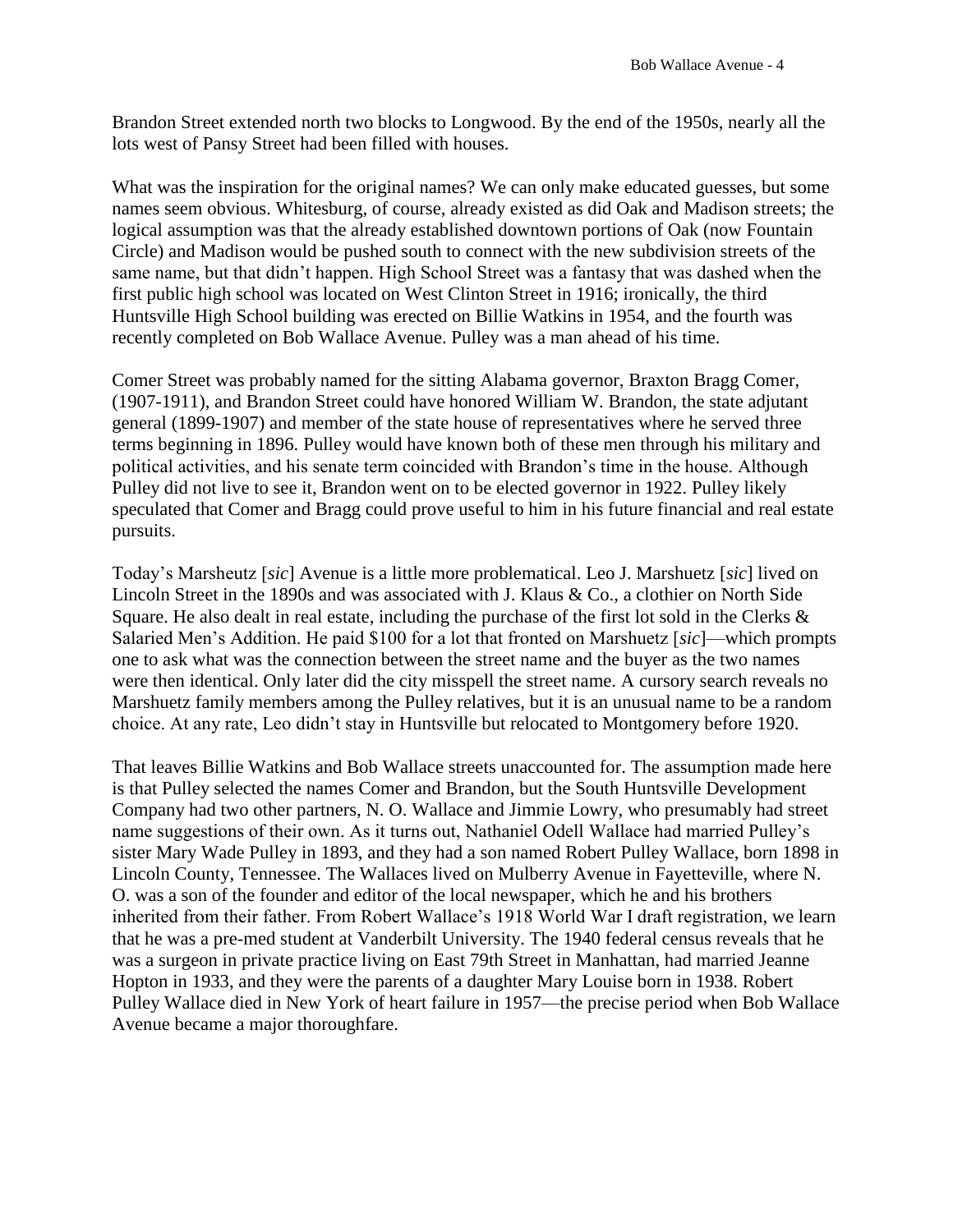Brandon Street extended north two blocks to Longwood. By the end of the 1950s, nearly all the lots west of Pansy Street had been filled with houses.

What was the inspiration for the original names? We can only make educated guesses, but some names seem obvious. Whitesburg, of course, already existed as did Oak and Madison streets; the logical assumption was that the already established downtown portions of Oak (now Fountain Circle) and Madison would be pushed south to connect with the new subdivision streets of the same name, but that didn't happen. High School Street was a fantasy that was dashed when the first public high school was located on West Clinton Street in 1916; ironically, the third Huntsville High School building was erected on Billie Watkins in 1954, and the fourth was recently completed on Bob Wallace Avenue. Pulley was a man ahead of his time.

Comer Street was probably named for the sitting Alabama governor, Braxton Bragg Comer, (1907-1911), and Brandon Street could have honored William W. Brandon, the state adjutant general (1899-1907) and member of the state house of representatives where he served three terms beginning in 1896. Pulley would have known both of these men through his military and political activities, and his senate term coincided with Brandon's time in the house. Although Pulley did not live to see it, Brandon went on to be elected governor in 1922. Pulley likely speculated that Comer and Bragg could prove useful to him in his future financial and real estate pursuits.

Today's Marsheutz [*sic*] Avenue is a little more problematical. Leo J. Marshuetz [*sic*] lived on Lincoln Street in the 1890s and was associated with J. Klaus & Co., a clothier on North Side Square. He also dealt in real estate, including the purchase of the first lot sold in the Clerks & Salaried Men's Addition. He paid $100 for a lot that fronted on Marshuetz [*sic*]—which prompts one to ask what was the connection between the street name and the buyer as the two names were then identical. Only later did the city misspell the street name. A cursory search reveals no Marshuetz family members among the Pulley relatives, but it is an unusual name to be a random choice. At any rate, Leo didn't stay in Huntsville but relocated to Montgomery before 1920.

That leaves Billie Watkins and Bob Wallace streets unaccounted for. The assumption made here is that Pulley selected the names Comer and Brandon, but the South Huntsville Development Company had two other partners, N. O. Wallace and Jimmie Lowry, who presumably had street name suggestions of their own. As it turns out, Nathaniel Odell Wallace had married Pulley's sister Mary Wade Pulley in 1893, and they had a son named Robert Pulley Wallace, born 1898 in Lincoln County, Tennessee. The Wallaces lived on Mulberry Avenue in Fayetteville, where N. O. was a son of the founder and editor of the local newspaper, which he and his brothers inherited from their father. From Robert Wallace's 1918 World War I draft registration, we learn that he was a pre-med student at Vanderbilt University. The 1940 federal census reveals that he was a surgeon in private practice living on East 79th Street in Manhattan, had married Jeanne Hopton in 1933, and they were the parents of a daughter Mary Louise born in 1938. Robert Pulley Wallace died in New York of heart failure in 1957—the precise period when Bob Wallace Avenue became a major thoroughfare.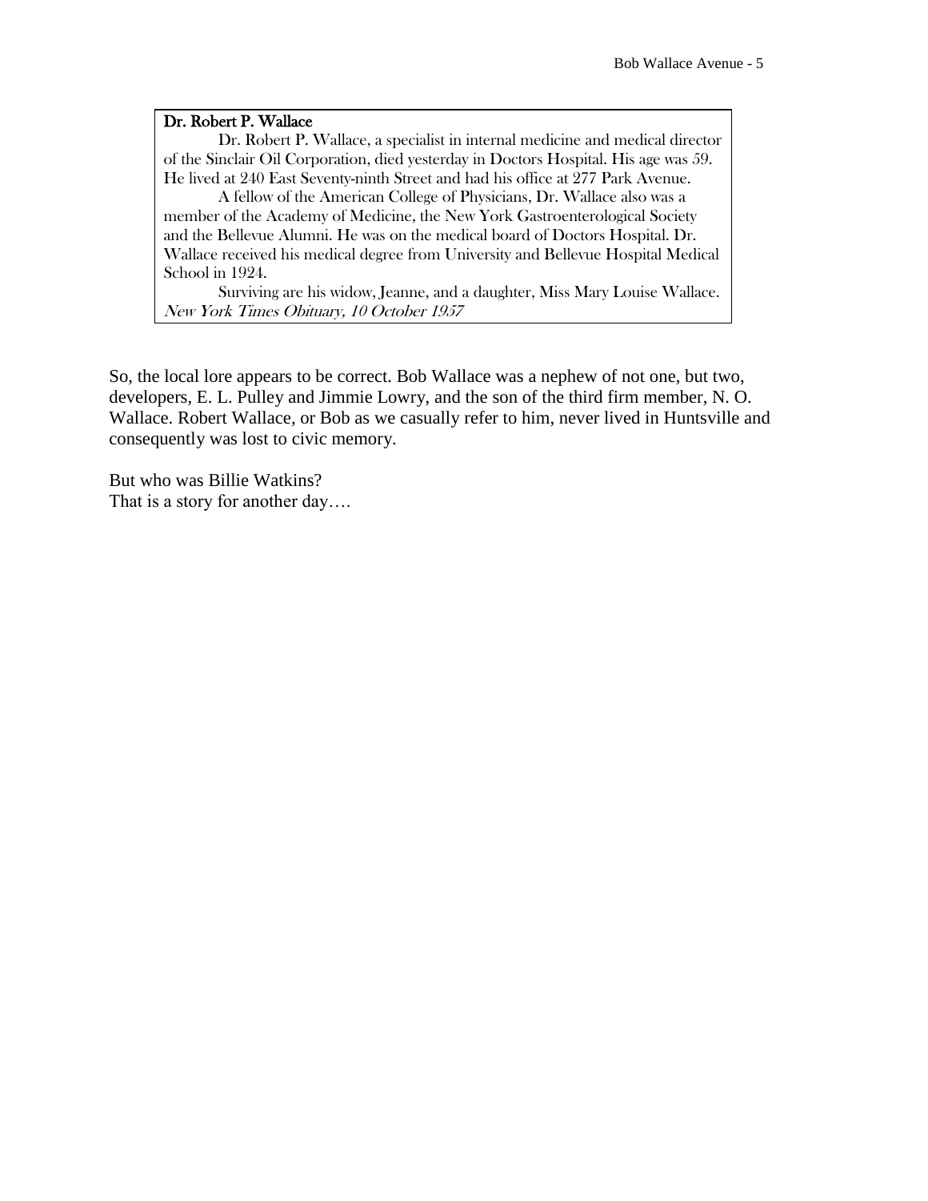**Dr. Robert P. Wallace**

Dr. Robert P. Wallace, a specialist in internal medicine and medical director of the Sinclair Oil Corporation, died yesterday in Doctors Hospital. His age was 59. He lived at 240 East Seventy-ninth Street and had his office at 277 Park Avenue.

A fellow of the American College of Physicians, Dr. Wallace also was a member of the Academy of Medicine, the New York Gastroenterological Society and the Bellevue Alumni. He was on the medical board of Doctors Hospital. Dr. Wallace received his medical degree from University and Bellevue Hospital Medical School in 1924.

Surviving are his widow, Jeanne, and a daughter, Miss Mary Louise Wallace.

*New York Times Obituary, 10 October 1957*

So, the local lore appears to be correct. Bob Wallace was a nephew of not one, but two, developers, E. L. Pulley and Jimmie Lowry, and the son of the third firm member, N. O. Wallace. Robert Wallace, or Bob as we casually refer to him, never lived in Huntsville and consequently was lost to civic memory.

But who was Billie Watkins?
That is a story for another day….